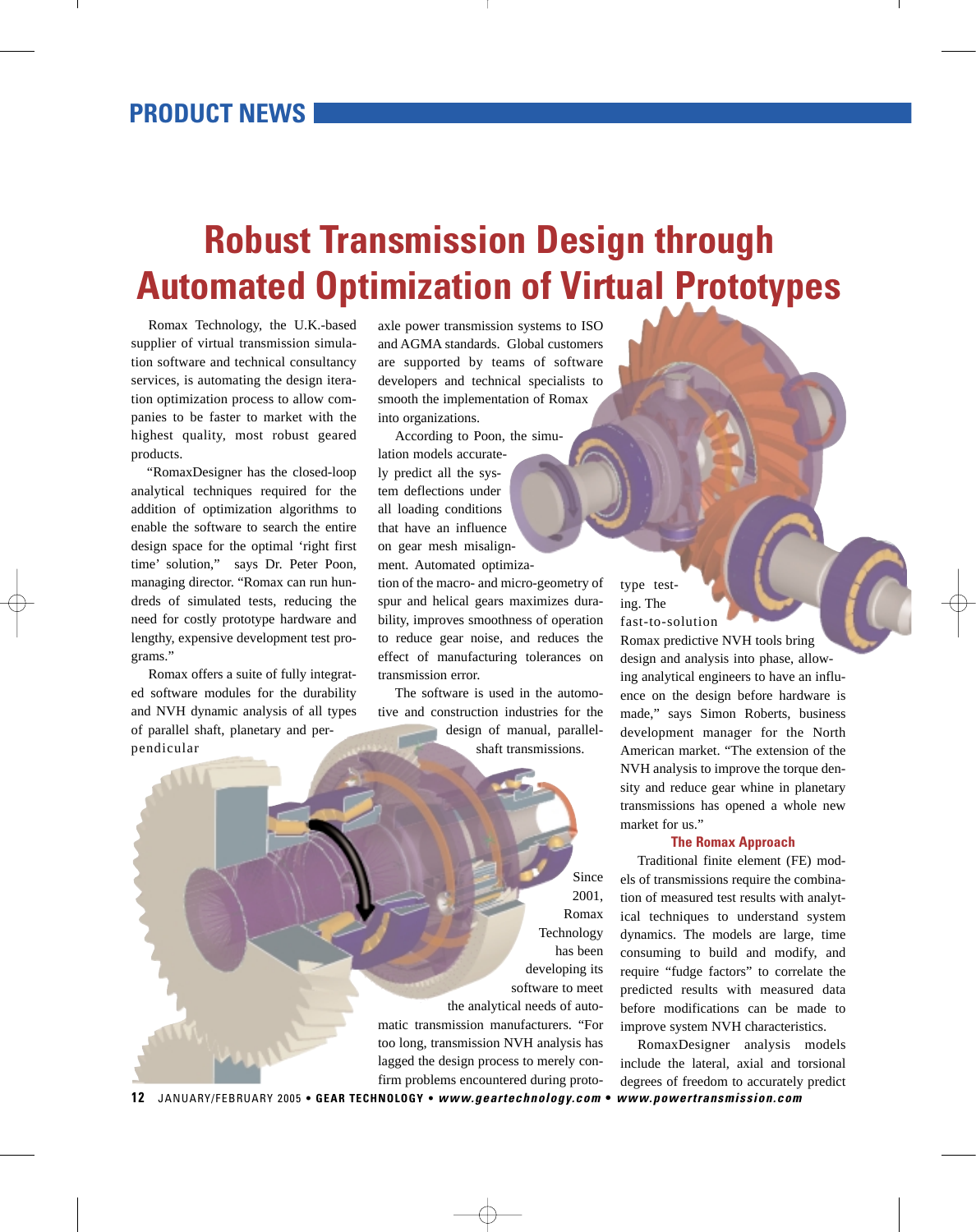PRODUCT NEWS

# Robust Transmission Design through Automated Optimization of Virtual Prototypes

Romax Technology, the U.K.-based supplier of virtual transmission simulation software and technical consultancy services, is automating the design iteration optimization process to allow companies to be faster to market with the highest quality, most robust geared products.

"RomaxDesigner has the closed-loop analytical techniques required for the addition of optimization algorithms to enable the software to search the entire design space for the optimal 'right first time' solution," says Dr. Peter Poon, managing director. "Romax can run hundreds of simulated tests, reducing the need for costly prototype hardware and lengthy, expensive development test programs."

Romax offers a suite of fully integrated software modules for the durability and NVH dynamic analysis of all types of parallel shaft, planetary and perpendicular axle power transmission systems to ISO and AGMA standards. Global customers are supported by teams of software developers and technical specialists to smooth the implementation of Romax into organizations.

According to Poon, the simulation models accurately predict all the system deflections under all loading conditions that have an influence on gear mesh misalignment. Automated optimization of the macro- and micro-geometry of spur and helical gears maximizes durability, improves smoothness of operation to reduce gear noise, and reduces the effect of manufacturing tolerances on transmission error.

The software is used in the automotive and construction industries for the design of manual, parallel-shaft transmissions.

Since 2001, Romax Technology has been developing its software to meet the analytical needs of automatic transmission manufacturers. "For too long, transmission NVH analysis has lagged the design process to merely confirm problems encountered during prototype testing. The fast-to-solution Romax predictive NVH tools bring design and analysis into phase, allowing analytical engineers to have an influence on the design before hardware is made," says Simon Roberts, business development manager for the North American market. "The extension of the NVH analysis to improve the torque density and reduce gear whine in planetary transmissions has opened a whole new market for us."

## The Romax Approach

Traditional finite element (FE) models of transmissions require the combination of measured test results with analytical techniques to understand system dynamics. The models are large, time consuming to build and modify, and require "fudge factors" to correlate the predicted results with measured data before modifications can be made to improve system NVH characteristics.

RomaxDesigner analysis models include the lateral, axial and torsional degrees of freedom to accurately predict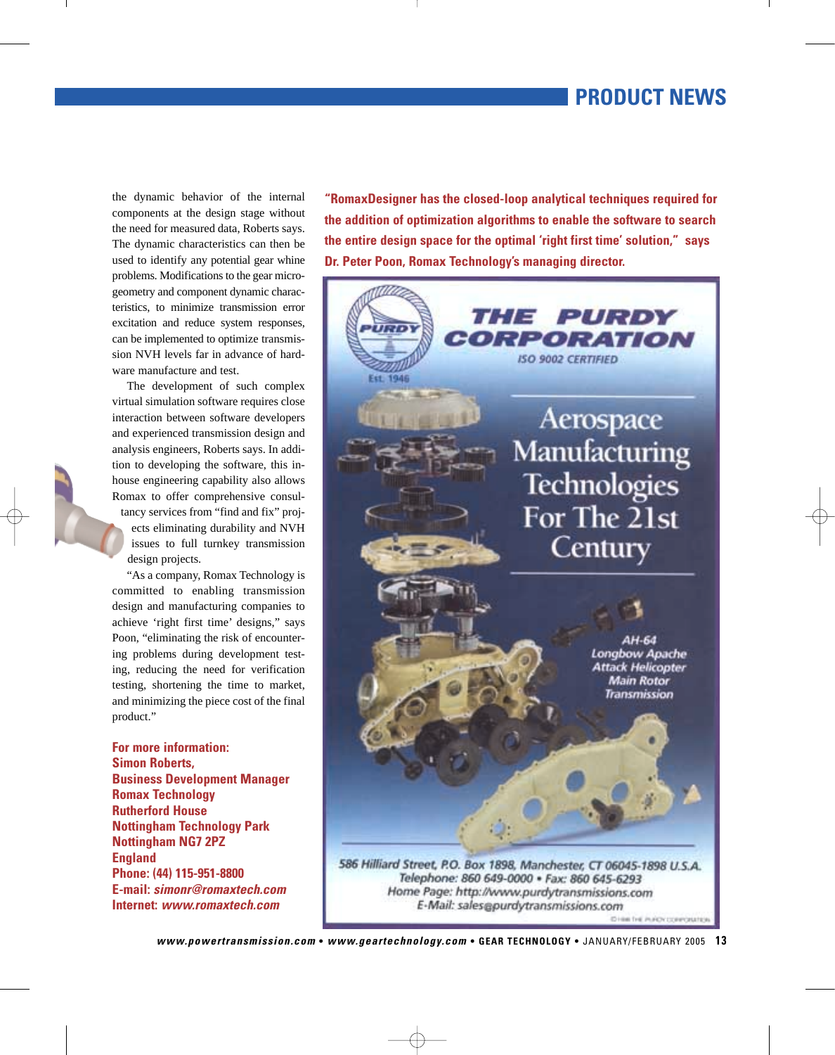the dynamic behavior of the internal components at the design stage without the need for measured data, Roberts says. The dynamic characteristics can then be used to identify any potential gear whine problems. Modifications to the gear micro-geometry and component dynamic characteristics, to minimize transmission error excitation and reduce system responses, can be implemented to optimize transmission NVH levels far in advance of hardware manufacture and test.

The development of such complex virtual simulation software requires close interaction between software developers and experienced transmission design and analysis engineers, Roberts says. In addition to developing the software, this in-house engineering capability also allows Romax to offer comprehensive consultancy services from "find and fix" projects eliminating durability and NVH issues to full turnkey transmission design projects.

"As a company, Romax Technology is committed to enabling transmission design and manufacturing companies to achieve 'right first time' designs," says Poon, "eliminating the risk of encountering problems during development testing, reducing the need for verification testing, shortening the time to market, and minimizing the piece cost of the final product."

**For more information:**
**Simon Roberts,**
**Business Development Manager**
**Romax Technology**
**Rutherford House**
**Nottingham Technology Park**
**Nottingham NG7 2PZ**
**England**
**Phone: (44) 115-951-8800**
**E-mail: *simonr@romaxtech.com***
**Internet: *www.romaxtech.com***

**"RomaxDesigner has the closed-loop analytical techniques required for the addition of optimization algorithms to enable the software to search the entire design space for the optimal 'right first time' solution," says Dr. Peter Poon, Romax Technology's managing director.**